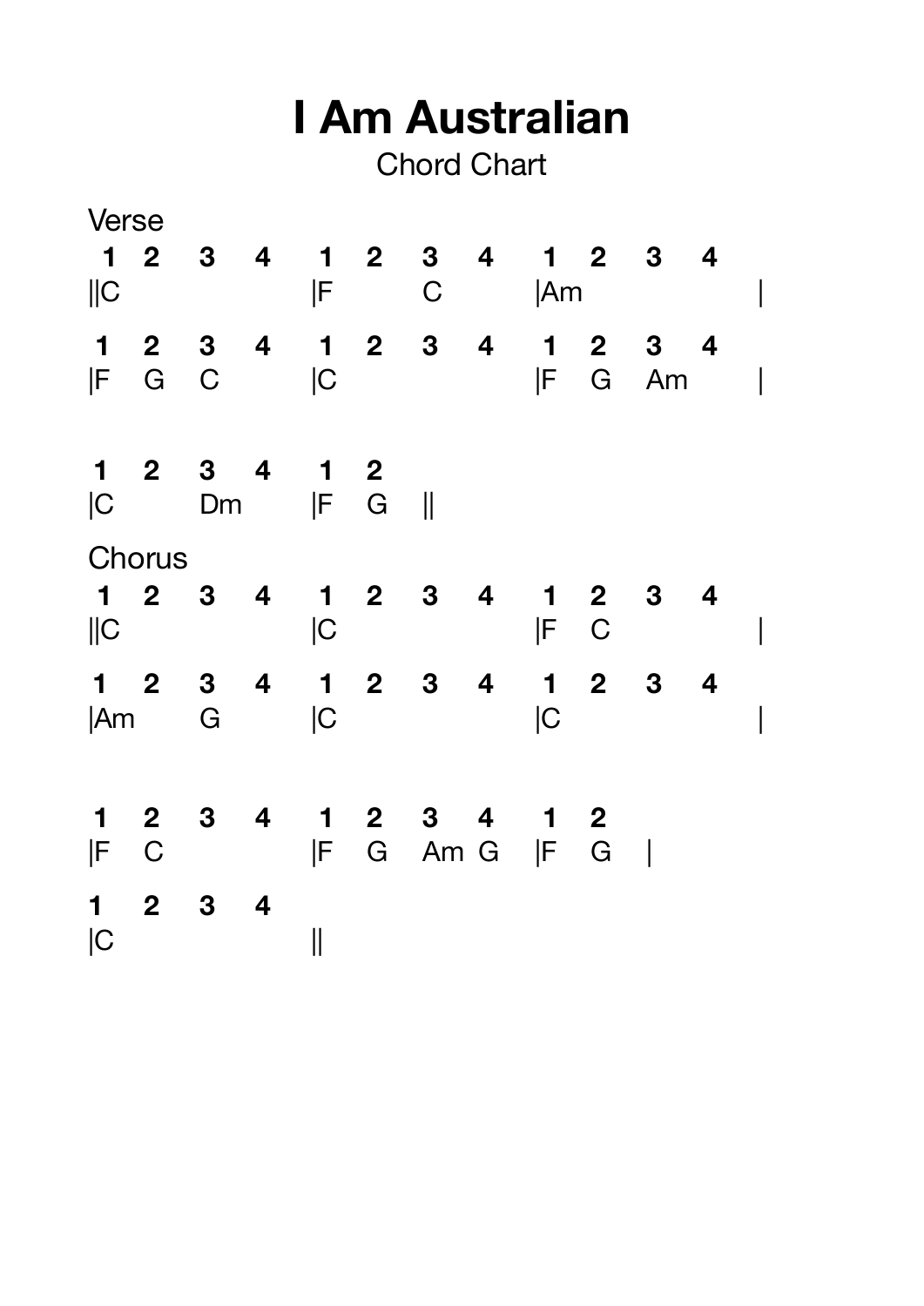# I Am Australian

Chord Chart

Verse

```
 1  2   3   4    1   2   3   4    1   2   3   4
||C                |F       C        |Am                |

 1   2   3   4    1   2   3   4    1   2   3   4
|F   G   C          |C                 |F   G   Am        |

 1   2   3   4    1   2
|C       Dm        |F   G   ||
```

Chorus

```
 1  2   3   4    1   2   3   4    1   2   3   4
||C                |C                 |F   C              |

 1   2   3   4    1   2   3   4    1   2   3   4
|Am      G          |C                 |C                  |

 1   2   3   4    1   2   3    4    1   2
|F   C              |F   G   Am  G   |F   G   |

 1   2   3   4
|C                 ||
```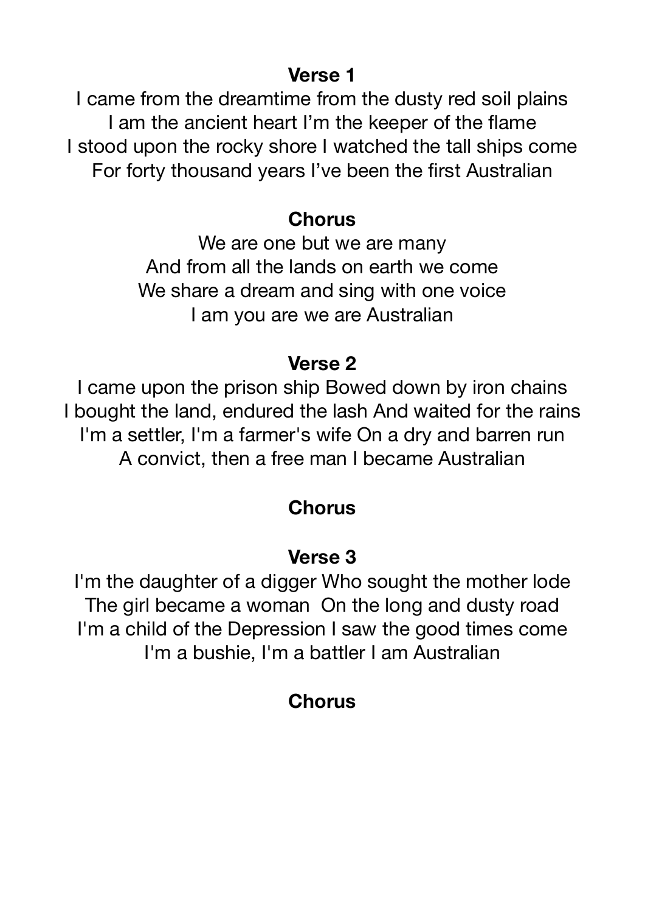**Verse 1**

I came from the dreamtime from the dusty red soil plains
I am the ancient heart I'm the keeper of the flame
I stood upon the rocky shore I watched the tall ships come
For forty thousand years I've been the first Australian

**Chorus**

We are one but we are many
And from all the lands on earth we come
We share a dream and sing with one voice
I am you are we are Australian

**Verse 2**

I came upon the prison ship Bowed down by iron chains
I bought the land, endured the lash And waited for the rains
I'm a settler, I'm a farmer's wife On a dry and barren run
A convict, then a free man I became Australian

**Chorus**

**Verse 3**

I'm the daughter of a digger Who sought the mother lode
The girl became a woman On the long and dusty road
I'm a child of the Depression I saw the good times come
I'm a bushie, I'm a battler I am Australian

**Chorus**